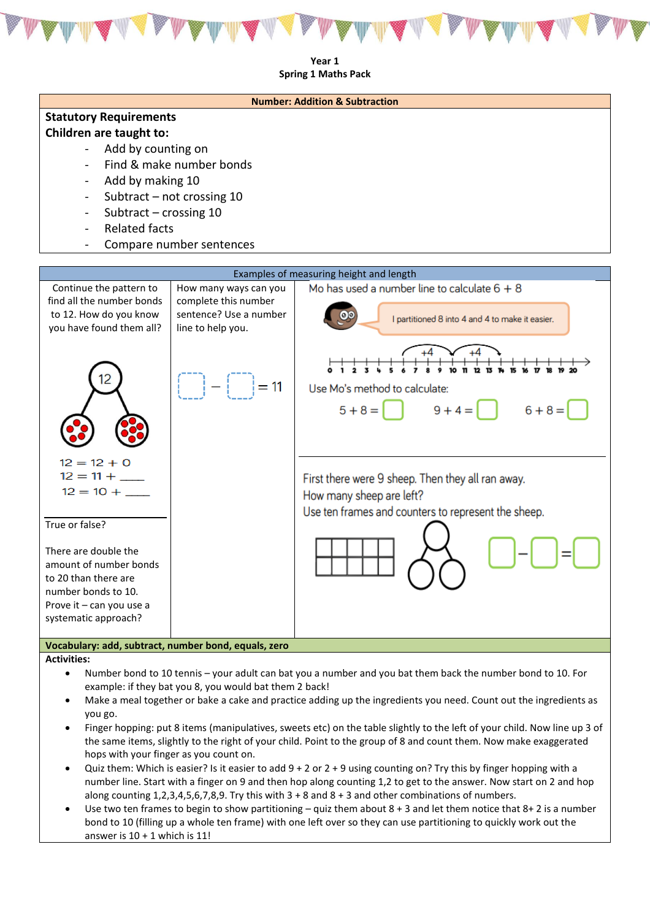**Year 1**
**Spring 1 Maths Pack**

**Number: Addition & Subtraction**

**Statutory Requirements**
**Children are taught to:**

- Add by counting on
- Find & make number bonds
- Add by making 10
- Subtract – not crossing 10
- Subtract – crossing 10
- Related facts
- Compare number sentences

**Examples of measuring height and length**

Continue the pattern to find all the number bonds to 12. How do you know you have found them all?

12

12 = 12 + 0
12 = 11 + ____
12 = 10 + ____

True or false?

There are double the amount of number bonds to 20 than there are number bonds to 10. Prove it – can you use a systematic approach?

How many ways can you complete this number sentence? Use a number line to help you.

☐ − ☐ = 11

Mo has used a number line to calculate 6 + 8

I partitioned 8 into 4 and 4 to make it easier.

+4 +4

0 1 2 3 4 5 6 7 8 9 10 11 12 13 14 15 16 17 18 19 20

Use Mo's method to calculate:

5 + 8 = ☐   9 + 4 = ☐   6 + 8 = ☐

First there were 9 sheep. Then they all ran away.
How many sheep are left?
Use ten frames and counters to represent the sheep.

☐ − ☐ = ☐

**Vocabulary: add, subtract, number bond, equals, zero**

**Activities:**

- Number bond to 10 tennis – your adult can bat you a number and you bat them back the number bond to 10. For example: if they bat you 8, you would bat them 2 back!
- Make a meal together or bake a cake and practice adding up the ingredients you need. Count out the ingredients as you go.
- Finger hopping: put 8 items (manipulatives, sweets etc) on the table slightly to the left of your child. Now line up 3 of the same items, slightly to the right of your child. Point to the group of 8 and count them. Now make exaggerated hops with your finger as you count on.
- Quiz them: Which is easier? Is it easier to add 9 + 2 or 2 + 9 using counting on? Try this by finger hopping with a number line. Start with a finger on 9 and then hop along counting 1,2 to get to the answer. Now start on 2 and hop along counting 1,2,3,4,5,6,7,8,9. Try this with 3 + 8 and 8 + 3 and other combinations of numbers.
- Use two ten frames to begin to show partitioning – quiz them about 8 + 3 and let them notice that 8+ 2 is a number bond to 10 (filling up a whole ten frame) with one left over so they can use partitioning to quickly work out the answer is 10 + 1 which is 11!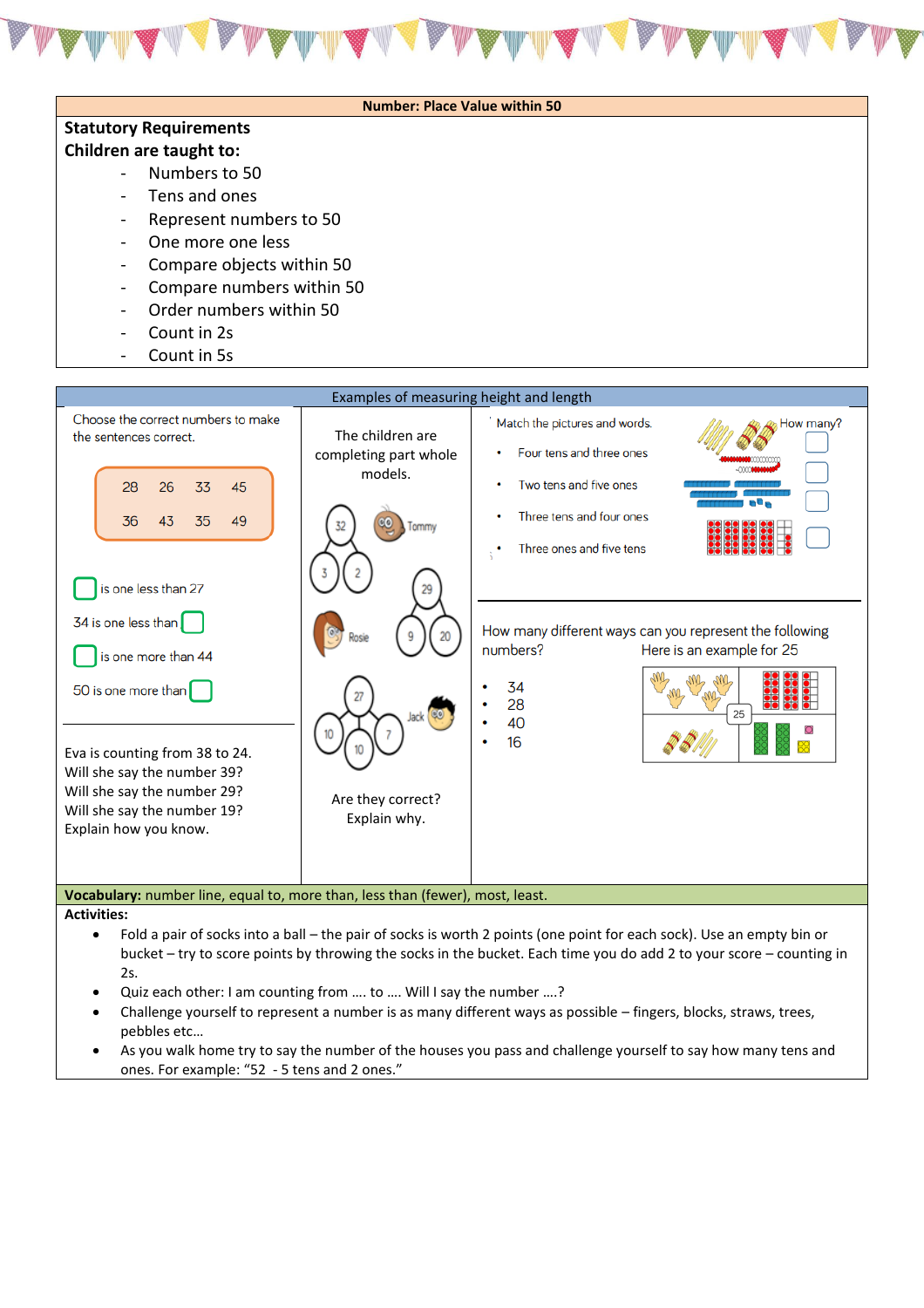| Number: Place Value within 50 |
|---|
| **Statistory Requirements** |

**Statutory Requirements**

**Children are taught to:**

- Numbers to 50
- Tens and ones
- Represent numbers to 50
- One more one less
- Compare objects within 50
- Compare numbers within 50
- Order numbers within 50
- Count in 2s
- Count in 5s

## Examples of measuring height and length

Choose the correct numbers to make the sentences correct.

28 26 33 45

36 43 35 49

☐ is one less than 27

34 is one less than ☐

☐ is one more than 44

50 is one more than ☐

Eva is counting from 38 to 24.
Will she say the number 39?
Will she say the number 29?
Will she say the number 19?
Explain how you know.

The children are completing part whole models.

Tommy: 32 — 3, 2

Rosie: 29 — 9, 20

Jack: 27 — 10, 10, 7

Are they correct?
Explain why.

Match the pictures and words.

- Four tens and three ones
- Two tens and five ones
- Three tens and four ones
- Three ones and five tens

How many?

How many different ways can you represent the following numbers?

Here is an example for 25

- 34
- 28
- 40
- 16

25

**Vocabulary:** number line, equal to, more than, less than (fewer), most, least.

**Activities:**

- Fold a pair of socks into a ball – the pair of socks is worth 2 points (one point for each sock). Use an empty bin or bucket – try to score points by throwing the socks in the bucket. Each time you do add 2 to your score – counting in 2s.
- Quiz each other: I am counting from …. to …. Will I say the number ….?
- Challenge yourself to represent a number is as many different ways as possible – fingers, blocks, straws, trees, pebbles etc…
- As you walk home try to say the number of the houses you pass and challenge yourself to say how many tens and ones. For example: "52 - 5 tens and 2 ones."